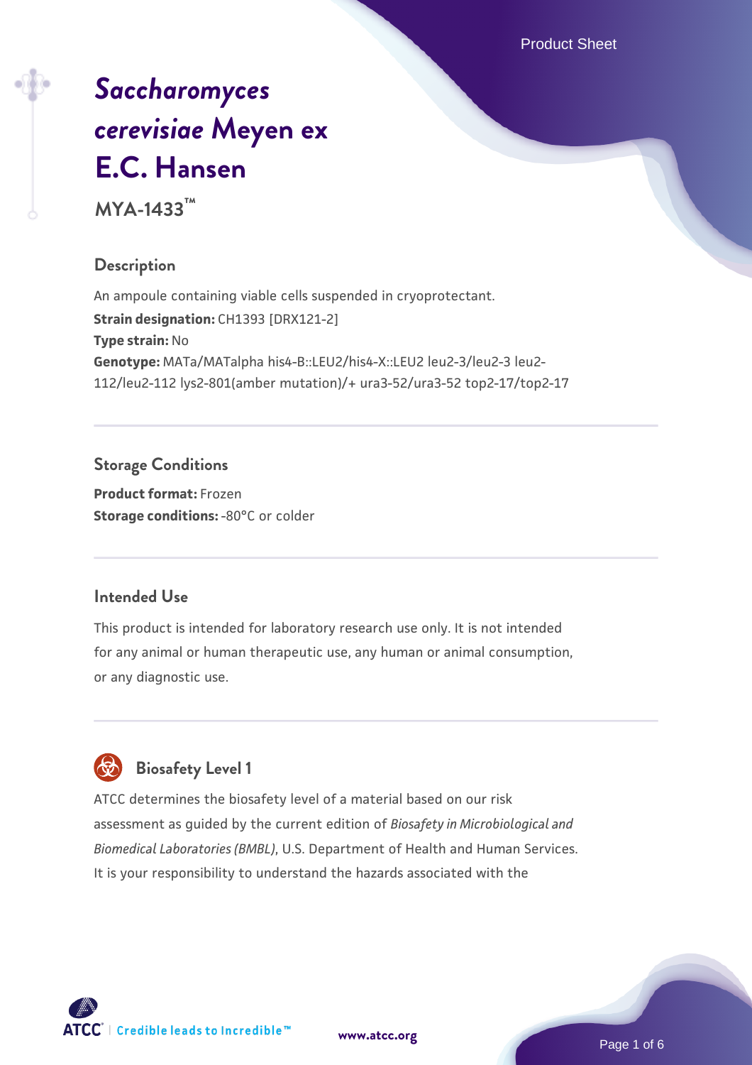# *Saccharomyces cerevisiae* Meyen ex E.C. Hansen

**MYA-1433™**

## Description

An ampoule containing viable cells suspended in cryoprotectant.

**Strain designation:** CH1393 [DRX121-2]

**Type strain:** No

**Genotype:** MATa/MATalpha his4-B::LEU2/his4-X::LEU2 leu2-3/leu2-3 leu2-112/leu2-112 lys2-801(amber mutation)/+ ura3-52/ura3-52 top2-17/top2-17

## Storage Conditions

**Product format:** Frozen

**Storage conditions:** -80°C or colder

## Intended Use

This product is intended for laboratory research use only. It is not intended for any animal or human therapeutic use, any human or animal consumption, or any diagnostic use.

## Biosafety Level 1

ATCC determines the biosafety level of a material based on our risk assessment as guided by the current edition of *Biosafety in Microbiological and Biomedical Laboratories (BMBL)*, U.S. Department of Health and Human Services. It is your responsibility to understand the hazards associated with the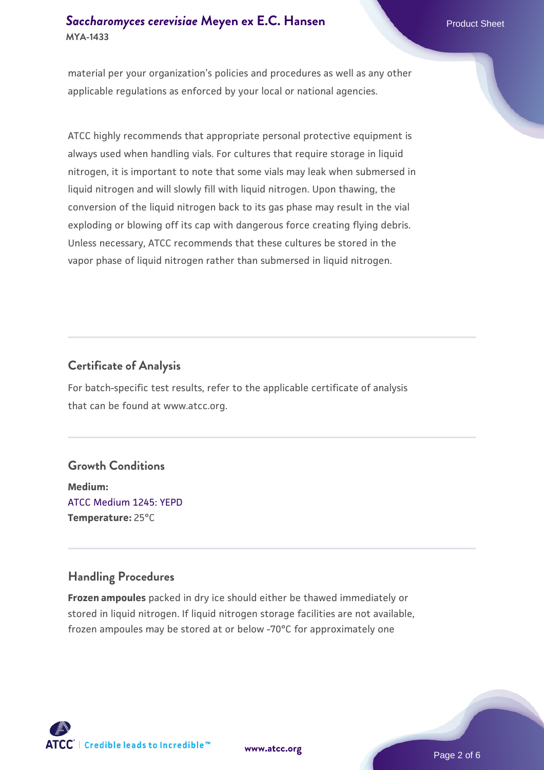material per your organization's policies and procedures as well as any other applicable regulations as enforced by your local or national agencies.

ATCC highly recommends that appropriate personal protective equipment is always used when handling vials. For cultures that require storage in liquid nitrogen, it is important to note that some vials may leak when submersed in liquid nitrogen and will slowly fill with liquid nitrogen. Upon thawing, the conversion of the liquid nitrogen back to its gas phase may result in the vial exploding or blowing off its cap with dangerous force creating flying debris. Unless necessary, ATCC recommends that these cultures be stored in the vapor phase of liquid nitrogen rather than submersed in liquid nitrogen.

## Certificate of Analysis

For batch-specific test results, refer to the applicable certificate of analysis that can be found at www.atcc.org.

## Growth Conditions

**Medium:**
ATCC Medium 1245: YEPD
**Temperature:** 25°C

## Handling Procedures

**Frozen ampoules** packed in dry ice should either be thawed immediately or stored in liquid nitrogen. If liquid nitrogen storage facilities are not available, frozen ampoules may be stored at or below -70°C for approximately one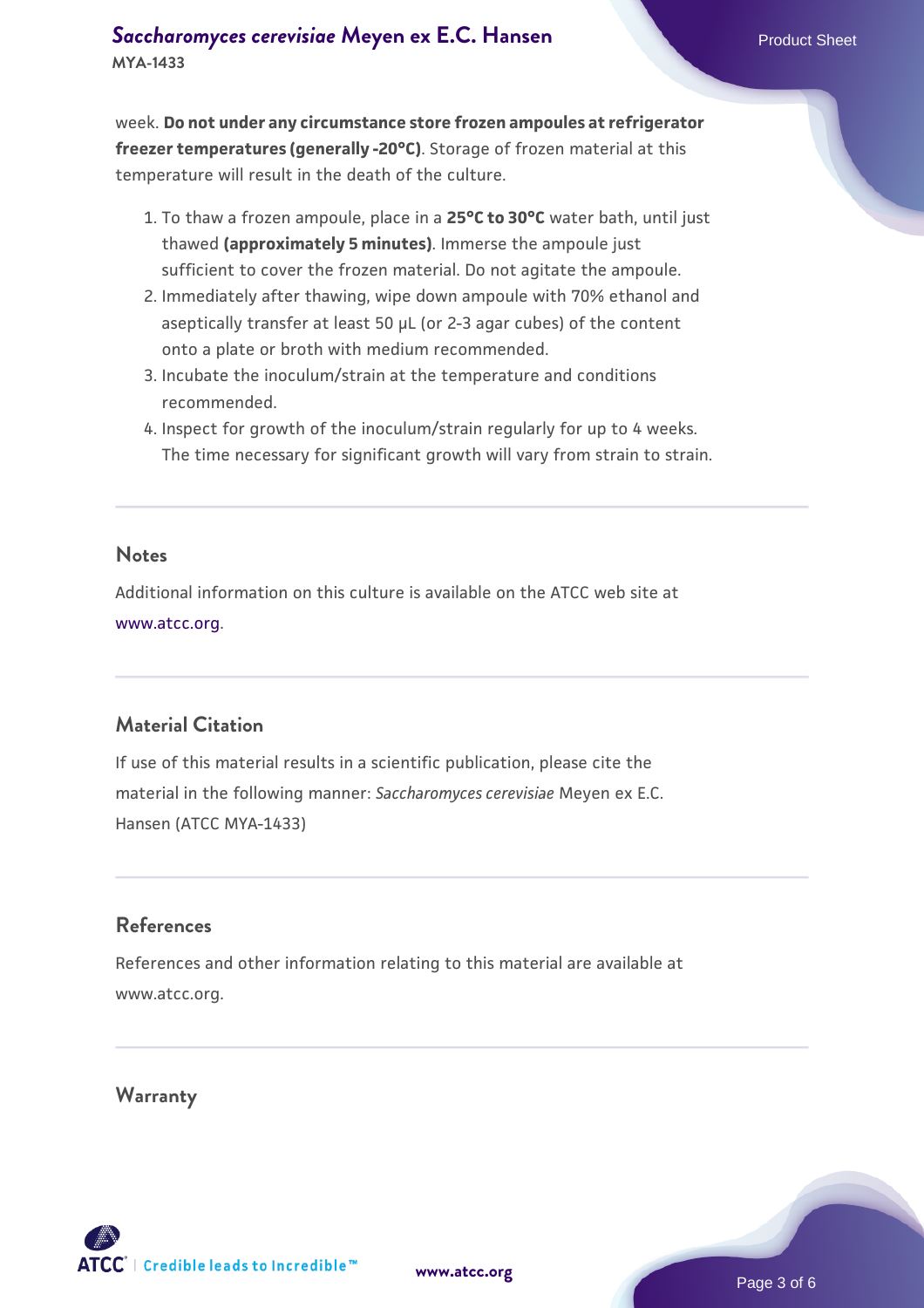week. **Do not under any circumstance store frozen ampoules at refrigerator freezer temperatures (generally -20°C)**. Storage of frozen material at this temperature will result in the death of the culture.

1. To thaw a frozen ampoule, place in a **25°C to 30°C** water bath, until just thawed **(approximately 5 minutes)**. Immerse the ampoule just sufficient to cover the frozen material. Do not agitate the ampoule.
2. Immediately after thawing, wipe down ampoule with 70% ethanol and aseptically transfer at least 50 µL (or 2-3 agar cubes) of the content onto a plate or broth with medium recommended.
3. Incubate the inoculum/strain at the temperature and conditions recommended.
4. Inspect for growth of the inoculum/strain regularly for up to 4 weeks. The time necessary for significant growth will vary from strain to strain.

## Notes

Additional information on this culture is available on the ATCC web site at www.atcc.org.

## Material Citation

If use of this material results in a scientific publication, please cite the material in the following manner: *Saccharomyces cerevisiae* Meyen ex E.C. Hansen (ATCC MYA-1433)

## References

References and other information relating to this material are available at www.atcc.org.

## Warranty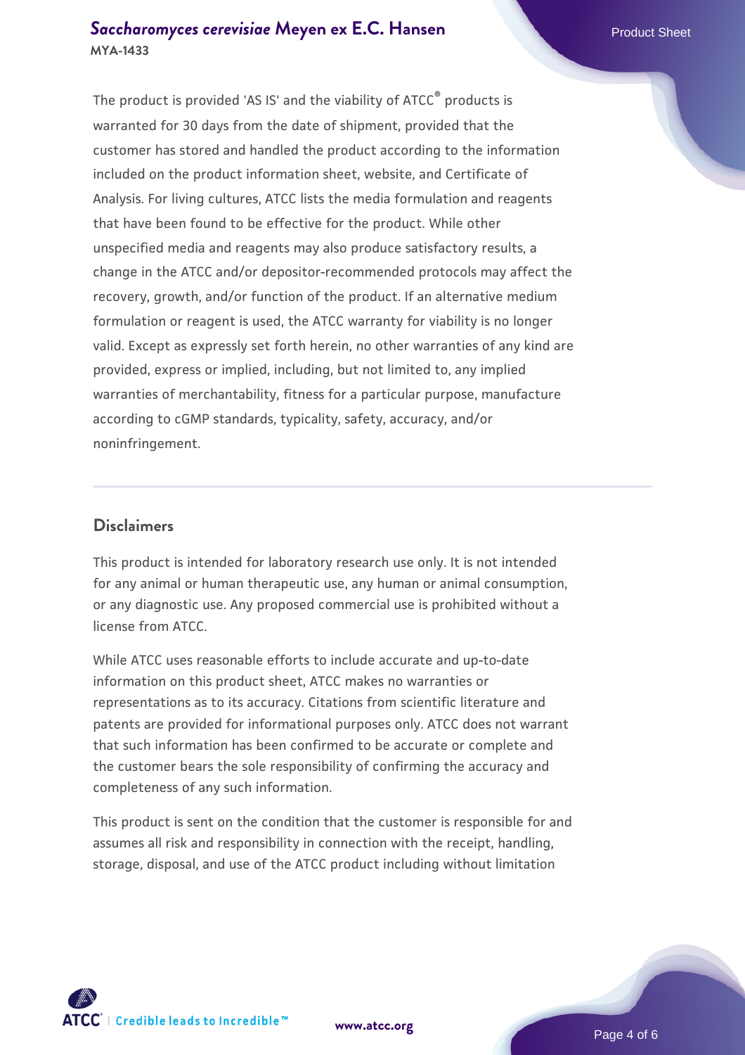The product is provided 'AS IS' and the viability of ATCC® products is warranted for 30 days from the date of shipment, provided that the customer has stored and handled the product according to the information included on the product information sheet, website, and Certificate of Analysis. For living cultures, ATCC lists the media formulation and reagents that have been found to be effective for the product. While other unspecified media and reagents may also produce satisfactory results, a change in the ATCC and/or depositor-recommended protocols may affect the recovery, growth, and/or function of the product. If an alternative medium formulation or reagent is used, the ATCC warranty for viability is no longer valid. Except as expressly set forth herein, no other warranties of any kind are provided, express or implied, including, but not limited to, any implied warranties of merchantability, fitness for a particular purpose, manufacture according to cGMP standards, typicality, safety, accuracy, and/or noninfringement.

## Disclaimers

This product is intended for laboratory research use only. It is not intended for any animal or human therapeutic use, any human or animal consumption, or any diagnostic use. Any proposed commercial use is prohibited without a license from ATCC.

While ATCC uses reasonable efforts to include accurate and up-to-date information on this product sheet, ATCC makes no warranties or representations as to its accuracy. Citations from scientific literature and patents are provided for informational purposes only. ATCC does not warrant that such information has been confirmed to be accurate or complete and the customer bears the sole responsibility of confirming the accuracy and completeness of any such information.

This product is sent on the condition that the customer is responsible for and assumes all risk and responsibility in connection with the receipt, handling, storage, disposal, and use of the ATCC product including without limitation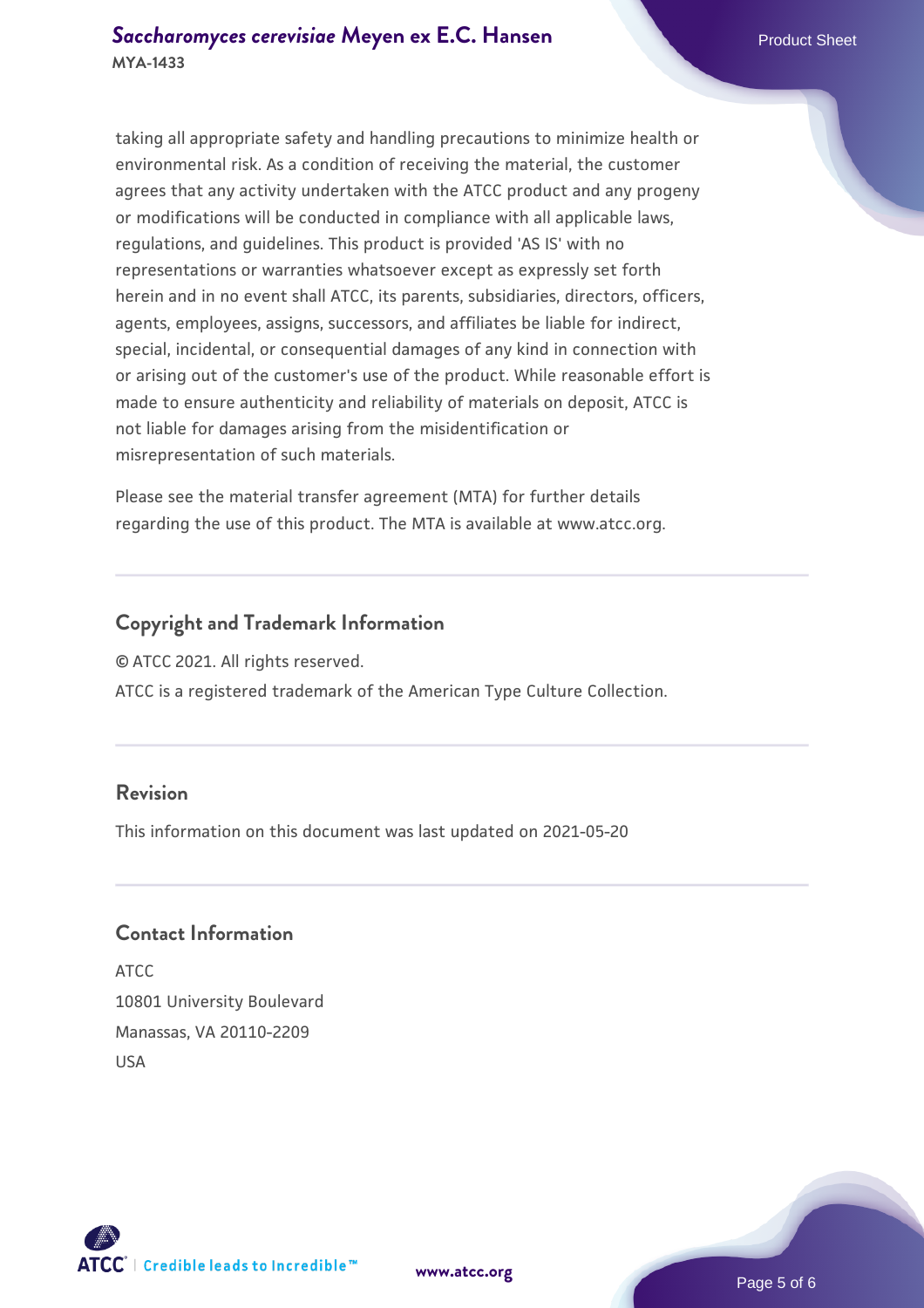taking all appropriate safety and handling precautions to minimize health or environmental risk. As a condition of receiving the material, the customer agrees that any activity undertaken with the ATCC product and any progeny or modifications will be conducted in compliance with all applicable laws, regulations, and guidelines. This product is provided 'AS IS' with no representations or warranties whatsoever except as expressly set forth herein and in no event shall ATCC, its parents, subsidiaries, directors, officers, agents, employees, assigns, successors, and affiliates be liable for indirect, special, incidental, or consequential damages of any kind in connection with or arising out of the customer's use of the product. While reasonable effort is made to ensure authenticity and reliability of materials on deposit, ATCC is not liable for damages arising from the misidentification or misrepresentation of such materials.

Please see the material transfer agreement (MTA) for further details regarding the use of this product. The MTA is available at www.atcc.org.

## Copyright and Trademark Information

© ATCC 2021. All rights reserved.

ATCC is a registered trademark of the American Type Culture Collection.

## Revision

This information on this document was last updated on 2021-05-20

## Contact Information

ATCC
10801 University Boulevard
Manassas, VA 20110-2209
USA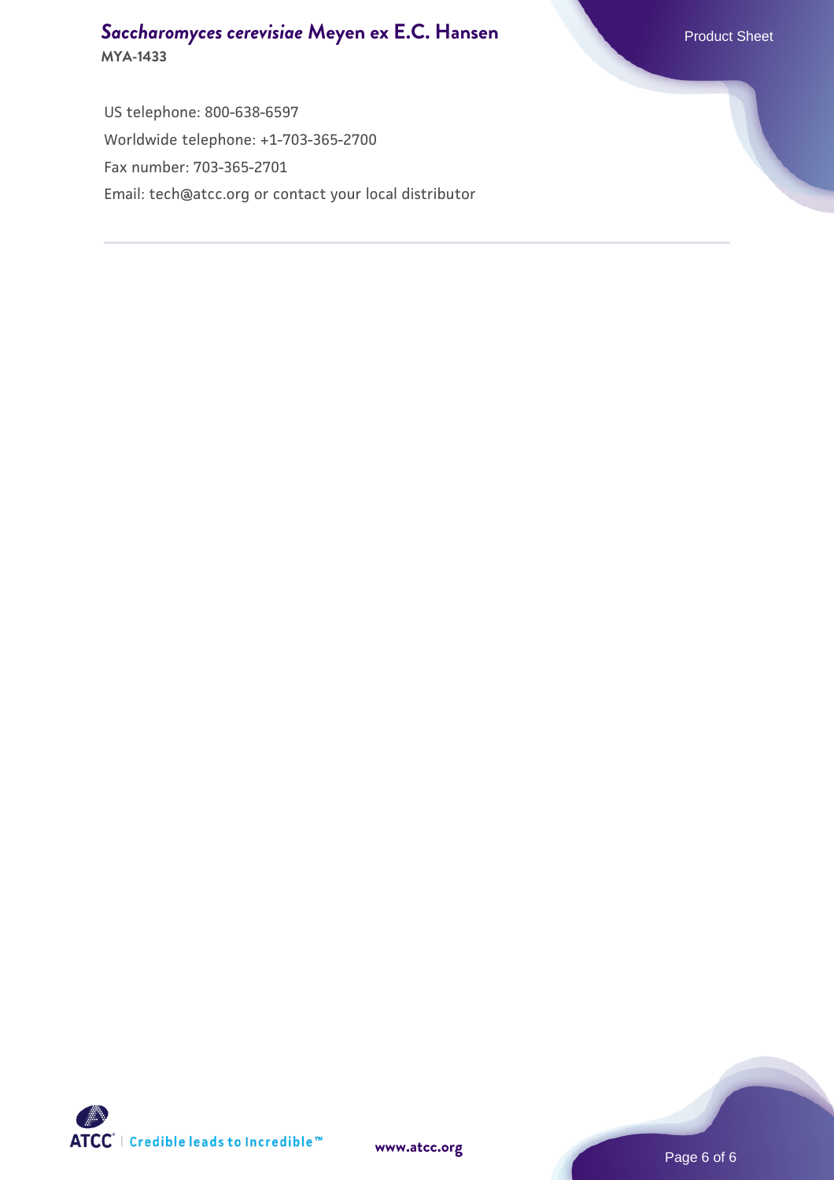US telephone: 800-638-6597

Worldwide telephone: +1-703-365-2700

Fax number: 703-365-2701

Email: tech@atcc.org or contact your local distributor